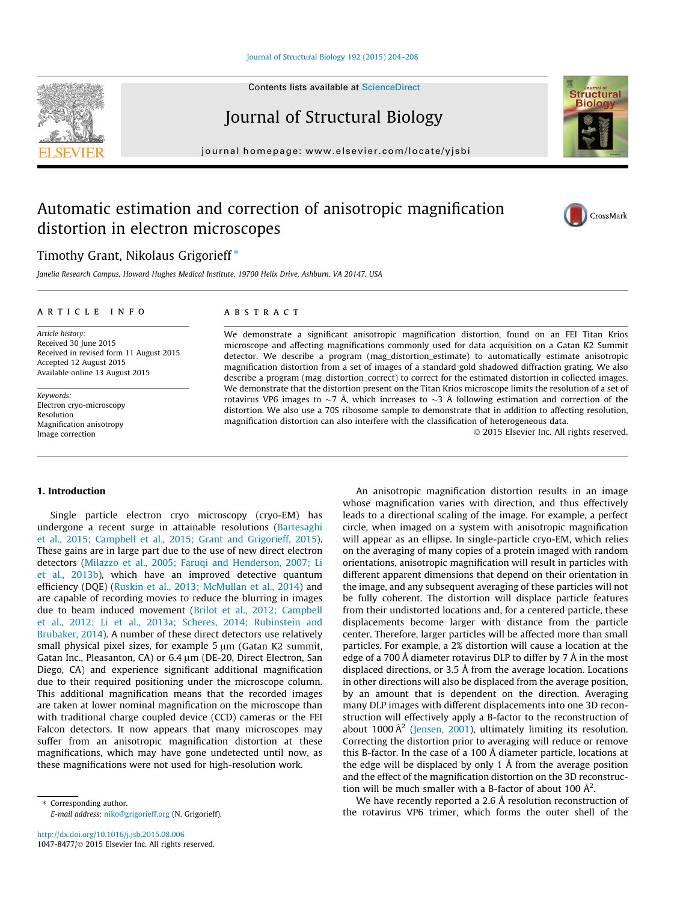# Automatic estimation and correction of anisotropic magnification distortion in electron microscopes

Timothy Grant, Nikolaus Grigorieff *

*Janelia Research Campus, Howard Hughes Medical Institute, 19700 Helix Drive, Ashburn, VA 20147, USA*

## ARTICLE INFO

*Article history:*
Received 30 June 2015
Received in revised form 11 August 2015
Accepted 12 August 2015
Available online 13 August 2015

*Keywords:*
Electron cryo-microscopy
Resolution
Magnification anisotropy
Image correction

## ABSTRACT

We demonstrate a significant anisotropic magnification distortion, found on an FEI Titan Krios microscope and affecting magnifications commonly used for data acquisition on a Gatan K2 Summit detector. We describe a program (mag_distortion_estimate) to automatically estimate anisotropic magnification distortion from a set of images of a standard gold shadowed diffraction grating. We also describe a program (mag_distortion_correct) to correct for the estimated distortion in collected images. We demonstrate that the distortion present on the Titan Krios microscope limits the resolution of a set of rotavirus VP6 images to ~7 Å, which increases to ~3 Å following estimation and correction of the distortion. We also use a 70S ribosome sample to demonstrate that in addition to affecting resolution, magnification distortion can also interfere with the classification of heterogeneous data.

© 2015 Elsevier Inc. All rights reserved.

## 1. Introduction

Single particle electron cryo microscopy (cryo-EM) has undergone a recent surge in attainable resolutions (Bartesaghi et al., 2015; Campbell et al., 2015; Grant and Grigorieff, 2015). These gains are in large part due to the use of new direct electron detectors (Milazzo et al., 2005; Faruqi and Henderson, 2007; Li et al., 2013b), which have an improved detective quantum efficiency (DQE) (Ruskin et al., 2013; McMullan et al., 2014) and are capable of recording movies to reduce the blurring in images due to beam induced movement (Brilot et al., 2012; Campbell et al., 2012; Li et al., 2013a; Scheres, 2014; Rubinstein and Brubaker, 2014). A number of these direct detectors use relatively small physical pixel sizes, for example 5 μm (Gatan K2 summit, Gatan Inc., Pleasanton, CA) or 6.4 μm (DE-20, Direct Electron, San Diego, CA) and experience significant additional magnification due to their required positioning under the microscope column. This additional magnification means that the recorded images are taken at lower nominal magnification on the microscope than with traditional charge coupled device (CCD) cameras or the FEI Falcon detectors. It now appears that many microscopes may suffer from an anisotropic magnification distortion at these magnifications, which may have gone undetected until now, as these magnifications were not used for high-resolution work.

An anisotropic magnification distortion results in an image whose magnification varies with direction, and thus effectively leads to a directional scaling of the image. For example, a perfect circle, when imaged on a system with anisotropic magnification will appear as an ellipse. In single-particle cryo-EM, which relies on the averaging of many copies of a protein imaged with random orientations, anisotropic magnification will result in particles with different apparent dimensions that depend on their orientation in the image, and any subsequent averaging of these particles will not be fully coherent. The distortion will displace particle features from their undistorted locations and, for a centered particle, these displacements become larger with distance from the particle center. Therefore, larger particles will be affected more than small particles. For example, a 2% distortion will cause a location at the edge of a 700 Å diameter rotavirus DLP to differ by 7 Å in the most displaced directions, or 3.5 Å from the average location. Locations in other directions will also be displaced from the average position, by an amount that is dependent on the direction. Averaging many DLP images with different displacements into one 3D reconstruction will effectively apply a B-factor to the reconstruction of about 1000 Å$^2$ (Jensen, 2001), ultimately limiting its resolution. Correcting the distortion prior to averaging will reduce or remove this B-factor. In the case of a 100 Å diameter particle, locations at the edge will be displaced by only 1 Å from the average position and the effect of the magnification distortion on the 3D reconstruction will be much smaller with a B-factor of about 100 Å$^2$.

We have recently reported a 2.6 Å resolution reconstruction of the rotavirus VP6 trimer, which forms the outer shell of the

* Corresponding author.
E-mail address: niko@grigorieff.org (N. Grigorieff).

http://dx.doi.org/10.1016/j.jsb.2015.08.006
1047-8477/© 2015 Elsevier Inc. All rights reserved.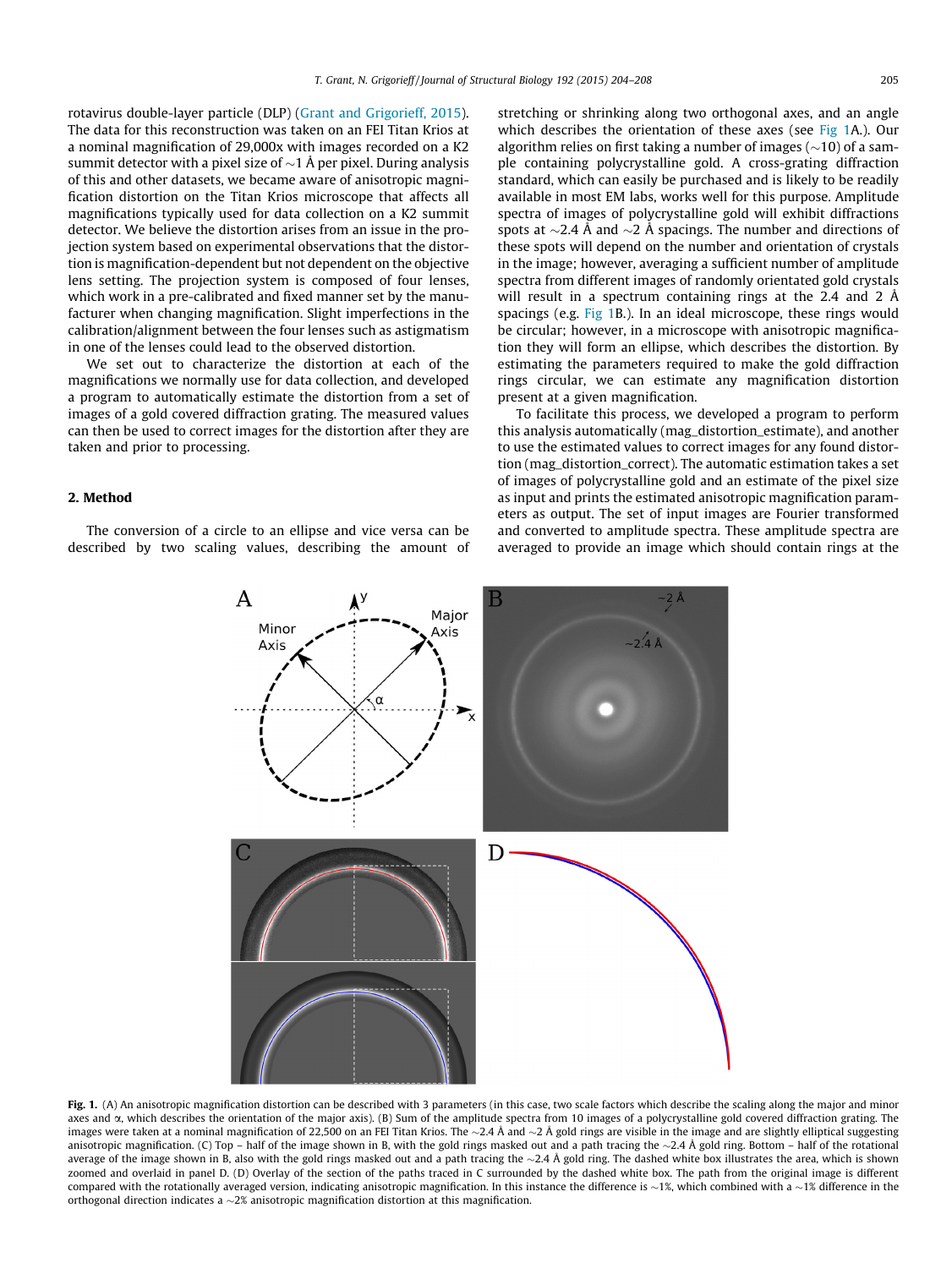rotavirus double-layer particle (DLP) (Grant and Grigorieff, 2015). The data for this reconstruction was taken on an FEI Titan Krios at a nominal magnification of 29,000x with images recorded on a K2 summit detector with a pixel size of ~1 Å per pixel. During analysis of this and other datasets, we became aware of anisotropic magnification distortion on the Titan Krios microscope that affects all magnifications typically used for data collection on a K2 summit detector. We believe the distortion arises from an issue in the projection system based on experimental observations that the distortion is magnification-dependent but not dependent on the objective lens setting. The projection system is composed of four lenses, which work in a pre-calibrated and fixed manner set by the manufacturer when changing magnification. Slight imperfections in the calibration/alignment between the four lenses such as astigmatism in one of the lenses could lead to the observed distortion.

We set out to characterize the distortion at each of the magnifications we normally use for data collection, and developed a program to automatically estimate the distortion from a set of images of a gold covered diffraction grating. The measured values can then be used to correct images for the distortion after they are taken and prior to processing.

## 2. Method

The conversion of a circle to an ellipse and vice versa can be described by two scaling values, describing the amount of stretching or shrinking along two orthogonal axes, and an angle which describes the orientation of these axes (see Fig 1A.). Our algorithm relies on first taking a number of images (~10) of a sample containing polycrystalline gold. A cross-grating diffraction standard, which can easily be purchased and is likely to be readily available in most EM labs, works well for this purpose. Amplitude spectra of images of polycrystalline gold will exhibit diffractions spots at ~2.4 Å and ~2 Å spacings. The number and directions of these spots will depend on the number and orientation of crystals in the image; however, averaging a sufficient number of amplitude spectra from different images of randomly orientated gold crystals will result in a spectrum containing rings at the 2.4 and 2 Å spacings (e.g. Fig 1B.). In an ideal microscope, these rings would be circular; however, in a microscope with anisotropic magnification they will form an ellipse, which describes the distortion. By estimating the parameters required to make the gold diffraction rings circular, we can estimate any magnification distortion present at a given magnification.

To facilitate this process, we developed a program to perform this analysis automatically (mag_distortion_estimate), and another to use the estimated values to correct images for any found distortion (mag_distortion_correct). The automatic estimation takes a set of images of polycrystalline gold and an estimate of the pixel size as input and prints the estimated anisotropic magnification parameters as output. The set of input images are Fourier transformed and converted to amplitude spectra. These amplitude spectra are averaged to provide an image which should contain rings at the

**Fig. 1.** (A) An anisotropic magnification distortion can be described with 3 parameters (in this case, two scale factors which describe the scaling along the major and minor axes and α, which describes the orientation of the major axis). (B) Sum of the amplitude spectra from 10 images of a polycrystalline gold covered diffraction grating. The images were taken at a nominal magnification of 22,500 on an FEI Titan Krios. The ~2.4 Å and ~2 Å gold rings are visible in the image and are slightly elliptical suggesting anisotropic magnification. (C) Top – half of the image shown in B, with the gold rings masked out and a path tracing the ~2.4 Å gold ring. Bottom – half of the rotational average of the image shown in B, also with the gold rings masked out and a path tracing the ~2.4 Å gold ring. The dashed white box illustrates the area, which is shown zoomed and overlaid in panel D. (D) Overlay of the section of the paths traced in C surrounded by the dashed white box. The path from the original image is different compared with the rotationally averaged version, indicating anisotropic magnification. In this instance the difference is ~1%, which combined with a ~1% difference in the orthogonal direction indicates a ~2% anisotropic magnification distortion at this magnification.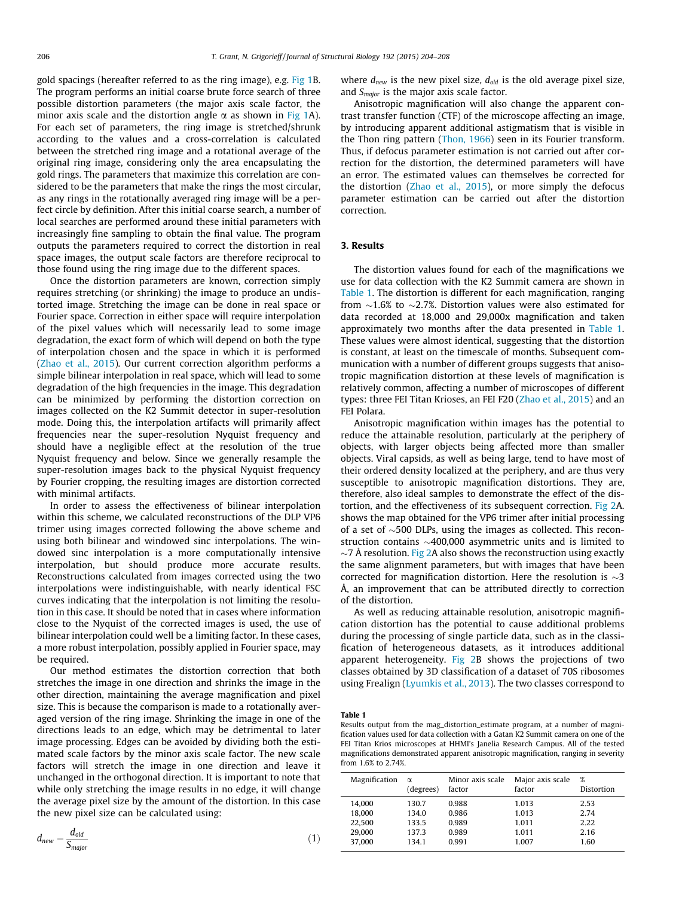gold spacings (hereafter referred to as the ring image), e.g. Fig 1B. The program performs an initial coarse brute force search of three possible distortion parameters (the major axis scale factor, the minor axis scale and the distortion angle α as shown in Fig 1A). For each set of parameters, the ring image is stretched/shrunk according to the values and a cross-correlation is calculated between the stretched ring image and a rotational average of the original ring image, considering only the area encapsulating the gold rings. The parameters that maximize this correlation are considered to be the parameters that make the rings the most circular, as any rings in the rotationally averaged ring image will be a perfect circle by definition. After this initial coarse search, a number of local searches are performed around these initial parameters with increasingly fine sampling to obtain the final value. The program outputs the parameters required to correct the distortion in real space images, the output scale factors are therefore reciprocal to those found using the ring image due to the different spaces.

Once the distortion parameters are known, correction simply requires stretching (or shrinking) the image to produce an undistorted image. Stretching the image can be done in real space or Fourier space. Correction in either space will require interpolation of the pixel values which will necessarily lead to some image degradation, the exact form of which will depend on both the type of interpolation chosen and the space in which it is performed (Zhao et al., 2015). Our current correction algorithm performs a simple bilinear interpolation in real space, which will lead to some degradation of the high frequencies in the image. This degradation can be minimized by performing the distortion correction on images collected on the K2 Summit detector in super-resolution mode. Doing this, the interpolation artifacts will primarily affect frequencies near the super-resolution Nyquist frequency and should have a negligible effect at the resolution of the true Nyquist frequency and below. Since we generally resample the super-resolution images back to the physical Nyquist frequency by Fourier cropping, the resulting images are distortion corrected with minimal artifacts.

In order to assess the effectiveness of bilinear interpolation within this scheme, we calculated reconstructions of the DLP VP6 trimer using images corrected following the above scheme and using both bilinear and windowed sinc interpolations. The windowed sinc interpolation is a more computationally intensive interpolation, but should produce more accurate results. Reconstructions calculated from images corrected using the two interpolations were indistinguishable, with nearly identical FSC curves indicating that the interpolation is not limiting the resolution in this case. It should be noted that in cases where information close to the Nyquist of the corrected images is used, the use of bilinear interpolation could well be a limiting factor. In these cases, a more robust interpolation, possibly applied in Fourier space, may be required.

Our method estimates the distortion correction that both stretches the image in one direction and shrinks the image in the other direction, maintaining the average magnification and pixel size. This is because the comparison is made to a rotationally averaged version of the ring image. Shrinking the image in one of the directions leads to an edge, which may be detrimental to later image processing. Edges can be avoided by dividing both the estimated scale factors by the minor axis scale factor. The new scale factors will stretch the image in one direction and leave it unchanged in the orthogonal direction. It is important to note that while only stretching the image results in no edge, it will change the average pixel size by the amount of the distortion. In this case the new pixel size can be calculated using:

$$d_{new} = \frac{d_{old}}{S_{major}} \tag{1}$$

where $d_{new}$ is the new pixel size, $d_{old}$ is the old average pixel size, and $S_{major}$ is the major axis scale factor.

Anisotropic magnification will also change the apparent contrast transfer function (CTF) of the microscope affecting an image, by introducing apparent additional astigmatism that is visible in the Thon ring pattern (Thon, 1966) seen in its Fourier transform. Thus, if defocus parameter estimation is not carried out after correction for the distortion, the determined parameters will have an error. The estimated values can themselves be corrected for the distortion (Zhao et al., 2015), or more simply the defocus parameter estimation can be carried out after the distortion correction.

## 3. Results

The distortion values found for each of the magnifications we use for data collection with the K2 Summit camera are shown in Table 1. The distortion is different for each magnification, ranging from ~1.6% to ~2.7%. Distortion values were also estimated for data recorded at 18,000 and 29,000x magnification and taken approximately two months after the data presented in Table 1. These values were almost identical, suggesting that the distortion is constant, at least on the timescale of months. Subsequent communication with a number of different groups suggests that anisotropic magnification distortion at these levels of magnification is relatively common, affecting a number of microscopes of different types: three FEI Titan Krioses, an FEI F20 (Zhao et al., 2015) and an FEI Polara.

Anisotropic magnification within images has the potential to reduce the attainable resolution, particularly at the periphery of objects, with larger objects being affected more than smaller objects. Viral capsids, as well as being large, tend to have most of their ordered density localized at the periphery, and are thus very susceptible to anisotropic magnification distortions. They are, therefore, also ideal samples to demonstrate the effect of the distortion, and the effectiveness of its subsequent correction. Fig 2A. shows the map obtained for the VP6 trimer after initial processing of a set of ~500 DLPs, using the images as collected. This reconstruction contains ~400,000 asymmetric units and is limited to ~7 Å resolution. Fig 2A also shows the reconstruction using exactly the same alignment parameters, but with images that have been corrected for magnification distortion. Here the resolution is ~3 Å, an improvement that can be attributed directly to correction of the distortion.

As well as reducing attainable resolution, anisotropic magnification distortion has the potential to cause additional problems during the processing of single particle data, such as in the classification of heterogeneous datasets, as it introduces additional apparent heterogeneity. Fig 2B shows the projections of two classes obtained by 3D classification of a dataset of 70S ribosomes using Frealign (Lyumkis et al., 2013). The two classes correspond to

**Table 1**
Results output from the mag_distortion_estimate program, at a number of magnification values used for data collection with a Gatan K2 Summit camera on one of the FEI Titan Krios microscopes at HHMI's Janelia Research Campus. All of the tested magnifications demonstrated apparent anisotropic magnification, ranging in severity from 1.6% to 2.74%.

| Magnification | α (degrees) | Minor axis scale factor | Major axis scale factor | % Distortion |
|---|---|---|---|---|
| 14,000 | 130.7 | 0.988 | 1.013 | 2.53 |
| 18,000 | 134.0 | 0.986 | 1.013 | 2.74 |
| 22,500 | 133.5 | 0.989 | 1.011 | 2.22 |
| 29,000 | 137.3 | 0.989 | 1.011 | 2.16 |
| 37,000 | 134.1 | 0.991 | 1.007 | 1.60 |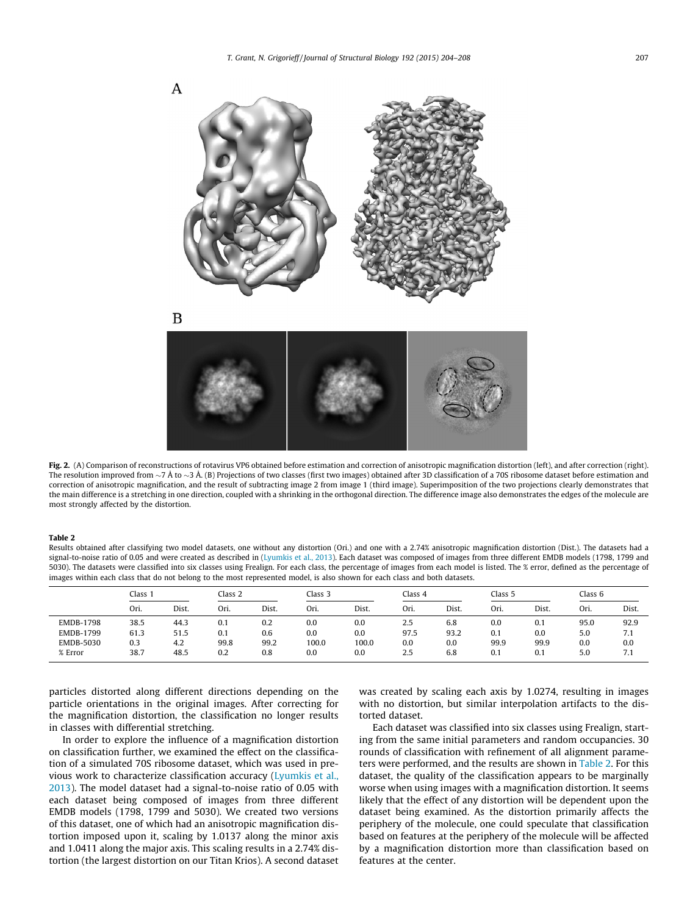**Fig. 2.** (A) Comparison of reconstructions of rotavirus VP6 obtained before estimation and correction of anisotropic magnification distortion (left), and after correction (right). The resolution improved from ~7 Å to ~3 Å. (B) Projections of two classes (first two images) obtained after 3D classification of a 70S ribosome dataset before estimation and correction of anisotropic magnification, and the result of subtracting image 2 from image 1 (third image). Superimposition of the two projections clearly demonstrates that the main difference is a stretching in one direction, coupled with a shrinking in the orthogonal direction. The difference image also demonstrates the edges of the molecule are most strongly affected by the distortion.

**Table 2**
Results obtained after classifying two model datasets, one without any distortion (Ori.) and one with a 2.74% anisotropic magnification distortion (Dist.). The datasets had a signal-to-noise ratio of 0.05 and were created as described in (Lyumkis et al., 2013). Each dataset was composed of images from three different EMDB models (1798, 1799 and 5030). The datasets were classified into six classes using Frealign. For each class, the percentage of images from each model is listed. The % error, defined as the percentage of images within each class that do not belong to the most represented model, is also shown for each class and both datasets.

| | Class 1 | | Class 2 | | Class 3 | | Class 4 | | Class 5 | | Class 6 | |
|---|---|---|---|---|---|---|---|---|---|---|---|---|
| | Ori. | Dist. | Ori. | Dist. | Ori. | Dist. | Ori. | Dist. | Ori. | Dist. | Ori. | Dist. |
| EMDB-1798 | 38.5 | 44.3 | 0.1 | 0.2 | 0.0 | 0.0 | 2.5 | 6.8 | 0.0 | 0.1 | 95.0 | 92.9 |
| EMDB-1799 | 61.3 | 51.5 | 0.1 | 0.6 | 0.0 | 0.0 | 97.5 | 93.2 | 0.1 | 0.0 | 5.0 | 7.1 |
| EMDB-5030 | 0.3 | 4.2 | 99.8 | 99.2 | 100.0 | 100.0 | 0.0 | 0.0 | 99.9 | 99.9 | 0.0 | 0.0 |
| % Error | 38.7 | 48.5 | 0.2 | 0.8 | 0.0 | 0.0 | 2.5 | 6.8 | 0.1 | 0.1 | 5.0 | 7.1 |

particles distorted along different directions depending on the particle orientations in the original images. After correcting for the magnification distortion, the classification no longer results in classes with differential stretching.

In order to explore the influence of a magnification distortion on classification further, we examined the effect on the classification of a simulated 70S ribosome dataset, which was used in previous work to characterize classification accuracy (Lyumkis et al., 2013). The model dataset had a signal-to-noise ratio of 0.05 with each dataset being composed of images from three different EMDB models (1798, 1799 and 5030). We created two versions of this dataset, one of which had an anisotropic magnification distortion imposed upon it, scaling by 1.0137 along the minor axis and 1.0411 along the major axis. This scaling results in a 2.74% distortion (the largest distortion on our Titan Krios). A second dataset was created by scaling each axis by 1.0274, resulting in images with no distortion, but similar interpolation artifacts to the distorted dataset.

Each dataset was classified into six classes using Frealign, starting from the same initial parameters and random occupancies. 30 rounds of classification with refinement of all alignment parameters were performed, and the results are shown in Table 2. For this dataset, the quality of the classification appears to be marginally worse when using images with a magnification distortion. It seems likely that the effect of any distortion will be dependent upon the dataset being examined. As the distortion primarily affects the periphery of the molecule, one could speculate that classification based on features at the periphery of the molecule will be affected by a magnification distortion more than classification based on features at the center.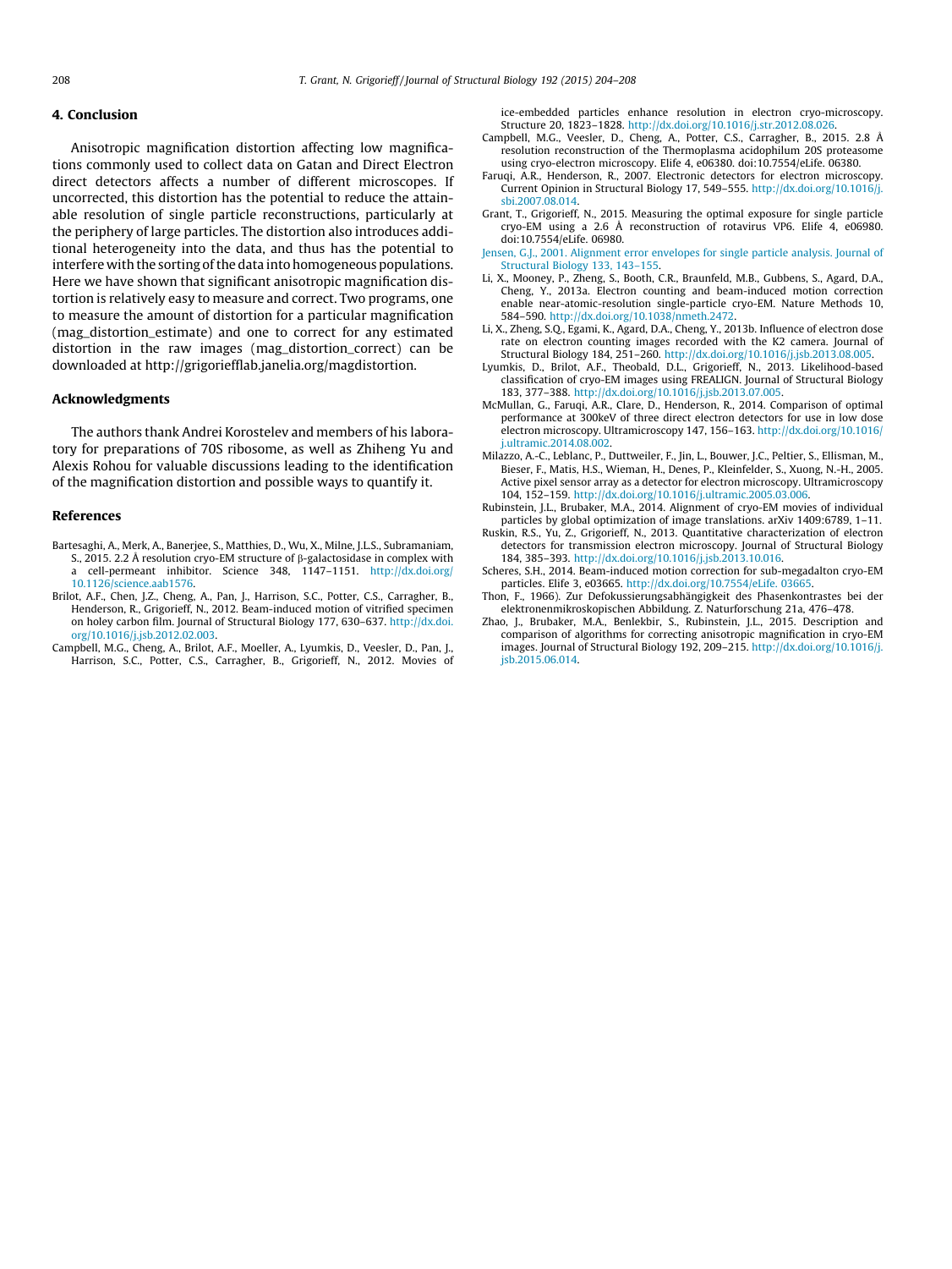## 4. Conclusion

Anisotropic magnification distortion affecting low magnifications commonly used to collect data on Gatan and Direct Electron direct detectors affects a number of different microscopes. If uncorrected, this distortion has the potential to reduce the attainable resolution of single particle reconstructions, particularly at the periphery of large particles. The distortion also introduces additional heterogeneity into the data, and thus has the potential to interfere with the sorting of the data into homogeneous populations. Here we have shown that significant anisotropic magnification distortion is relatively easy to measure and correct. Two programs, one to measure the amount of distortion for a particular magnification (mag_distortion_estimate) and one to correct for any estimated distortion in the raw images (mag_distortion_correct) can be downloaded at http://grigoriefflab.janelia.org/magdistortion.

## Acknowledgments

The authors thank Andrei Korostelev and members of his laboratory for preparations of 70S ribosome, as well as Zhiheng Yu and Alexis Rohou for valuable discussions leading to the identification of the magnification distortion and possible ways to quantify it.

## References

Bartesaghi, A., Merk, A., Banerjee, S., Matthies, D., Wu, X., Milne, J.L.S., Subramaniam, S., 2015. 2.2 Å resolution cryo-EM structure of β-galactosidase in complex with a cell-permeant inhibitor. Science 348, 1147–1151. http://dx.doi.org/10.1126/science.aab1576.

Brilot, A.F., Chen, J.Z., Cheng, A., Pan, J., Harrison, S.C., Potter, C.S., Carragher, B., Henderson, R., Grigorieff, N., 2012. Beam-induced motion of vitrified specimen on holey carbon film. Journal of Structural Biology 177, 630–637. http://dx.doi.org/10.1016/j.jsb.2012.02.003.

Campbell, M.G., Cheng, A., Brilot, A.F., Moeller, A., Lyumkis, D., Veesler, D., Pan, J., Harrison, S.C., Potter, C.S., Carragher, B., Grigorieff, N., 2012. Movies of ice-embedded particles enhance resolution in electron cryo-microscopy. Structure 20, 1823–1828. http://dx.doi.org/10.1016/j.str.2012.08.026.

Campbell, M.G., Veesler, D., Cheng, A., Potter, C.S., Carragher, B., 2015. 2.8 Å resolution reconstruction of the Thermoplasma acidophilum 20S proteasome using cryo-electron microscopy. Elife 4, e06380. doi:10.7554/eLife. 06380.

Faruqi, A.R., Henderson, R., 2007. Electronic detectors for electron microscopy. Current Opinion in Structural Biology 17, 549–555. http://dx.doi.org/10.1016/j.sbi.2007.08.014.

Grant, T., Grigorieff, N., 2015. Measuring the optimal exposure for single particle cryo-EM using a 2.6 Å reconstruction of rotavirus VP6. Elife 4, e06980. doi:10.7554/eLife. 06980.

Jensen, G.J., 2001. Alignment error envelopes for single particle analysis. Journal of Structural Biology 133, 143–155.

Li, X., Mooney, P., Zheng, S., Booth, C.R., Braunfeld, M.B., Gubbens, S., Agard, D.A., Cheng, Y., 2013a. Electron counting and beam-induced motion correction enable near-atomic-resolution single-particle cryo-EM. Nature Methods 10, 584–590. http://dx.doi.org/10.1038/nmeth.2472.

Li, X., Zheng, S.Q., Egami, K., Agard, D.A., Cheng, Y., 2013b. Influence of electron dose rate on electron counting images recorded with the K2 camera. Journal of Structural Biology 184, 251–260. http://dx.doi.org/10.1016/j.jsb.2013.08.005.

Lyumkis, D., Brilot, A.F., Theobald, D.L., Grigorieff, N., 2013. Likelihood-based classification of cryo-EM images using FREALIGN. Journal of Structural Biology 183, 377–388. http://dx.doi.org/10.1016/j.jsb.2013.07.005.

McMullan, G., Faruqi, A.R., Clare, D., Henderson, R., 2014. Comparison of optimal performance at 300keV of three direct electron detectors for use in low dose electron microscopy. Ultramicroscopy 147, 156–163. http://dx.doi.org/10.1016/j.ultramic.2014.08.002.

Milazzo, A.-C., Leblanc, P., Duttweiler, F., Jin, L., Bouwer, J.C., Peltier, S., Ellisman, M., Bieser, F., Matis, H.S., Wieman, H., Denes, P., Kleinfelder, S., Xuong, N.-H., 2005. Active pixel sensor array as a detector for electron microscopy. Ultramicroscopy 104, 152–159. http://dx.doi.org/10.1016/j.ultramic.2005.03.006.

Rubinstein, J.L., Brubaker, M.A., 2014. Alignment of cryo-EM movies of individual particles by global optimization of image translations. arXiv 1409:6789, 1–11.

Ruskin, R.S., Yu, Z., Grigorieff, N., 2013. Quantitative characterization of electron detectors for transmission electron microscopy. Journal of Structural Biology 184, 385–393. http://dx.doi.org/10.1016/j.jsb.2013.10.016.

Scheres, S.H., 2014. Beam-induced motion correction for sub-megadalton cryo-EM particles. Elife 3, e03665. http://dx.doi.org/10.7554/eLife. 03665.

Thon, F., 1966). Zur Defokussierungsabhängigkeit des Phasenkontrastes bei der elektronenmikroskopischen Abbildung. Z. Naturforschung 21a, 476–478.

Zhao, J., Brubaker, M.A., Benlekbir, S., Rubinstein, J.L., 2015. Description and comparison of algorithms for correcting anisotropic magnification in cryo-EM images. Journal of Structural Biology 192, 209–215. http://dx.doi.org/10.1016/j.jsb.2015.06.014.